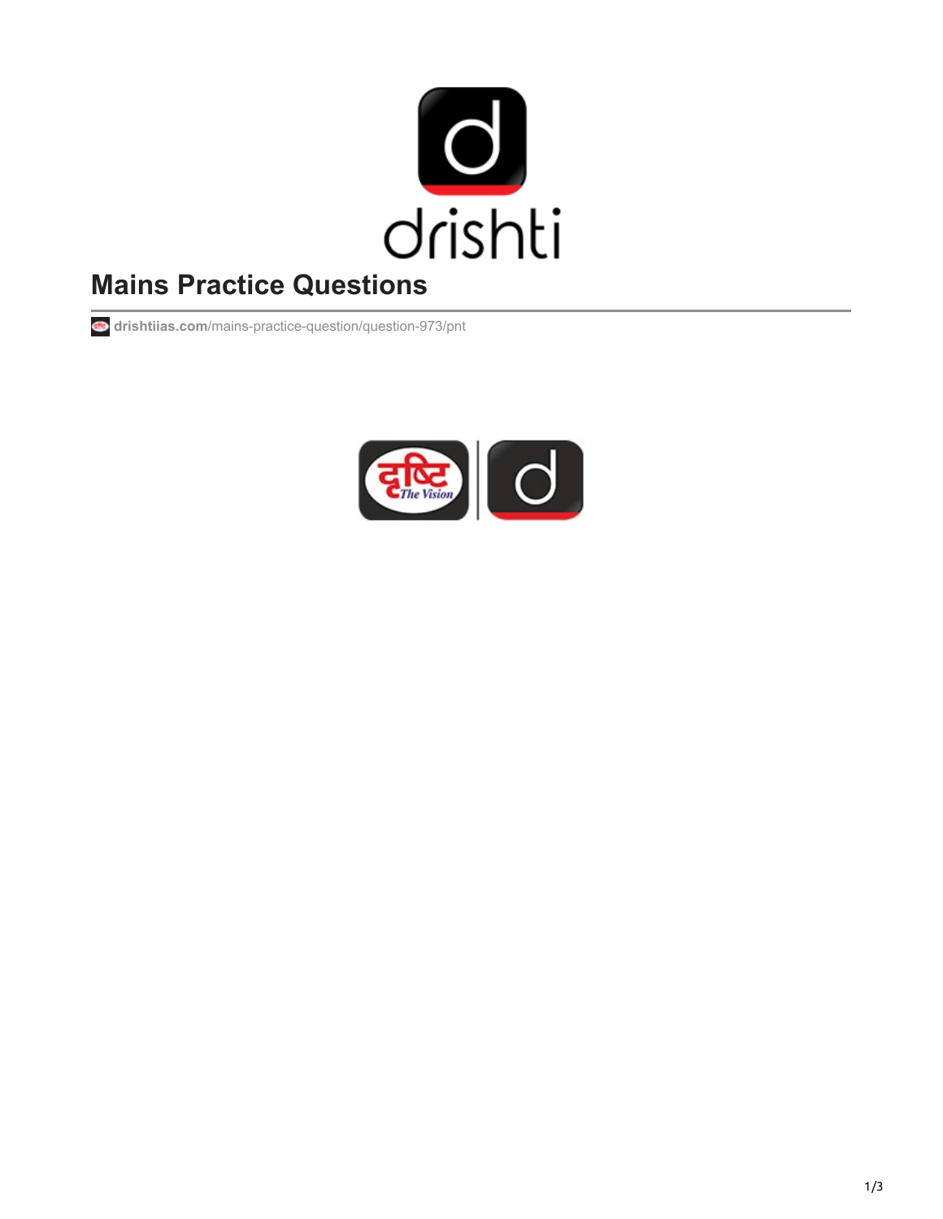# Mains Practice Questions

drishtiias.com/mains-practice-question/question-973/pnt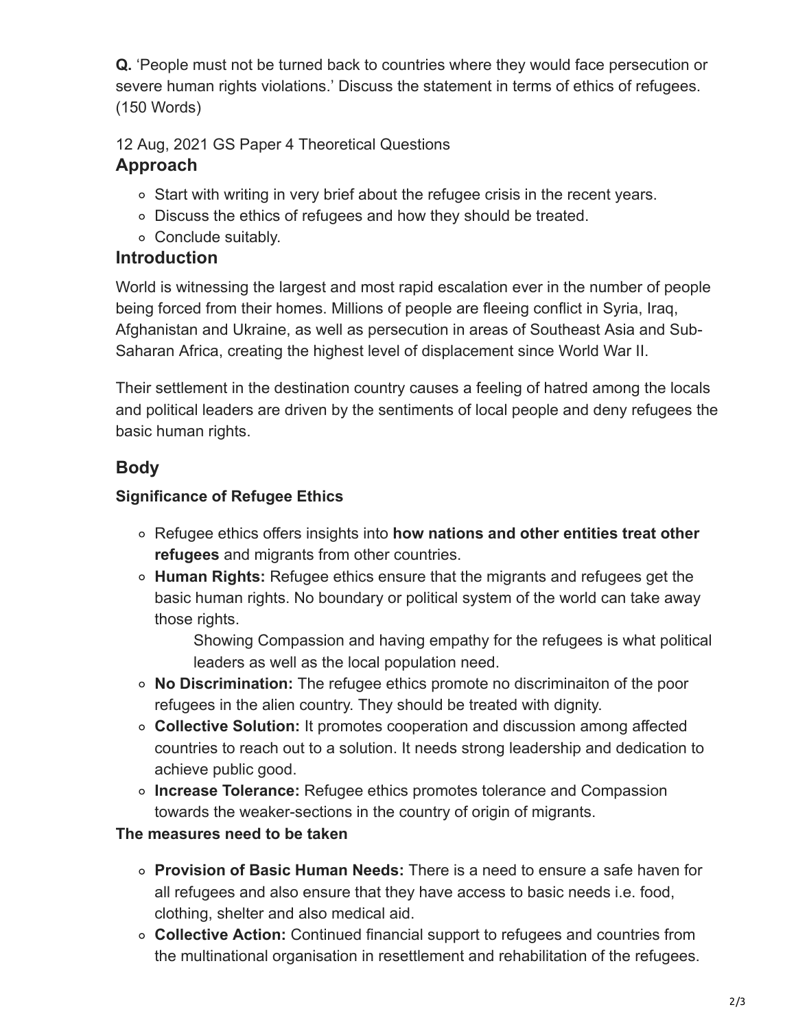**Q.** 'People must not be turned back to countries where they would face persecution or severe human rights violations.' Discuss the statement in terms of ethics of refugees. (150 Words)

12 Aug, 2021 GS Paper 4 Theoretical Questions

### Approach

- Start with writing in very brief about the refugee crisis in the recent years.
- Discuss the ethics of refugees and how they should be treated.
- Conclude suitably.

### Introduction

World is witnessing the largest and most rapid escalation ever in the number of people being forced from their homes. Millions of people are fleeing conflict in Syria, Iraq, Afghanistan and Ukraine, as well as persecution in areas of Southeast Asia and Sub-Saharan Africa, creating the highest level of displacement since World War II.

Their settlement in the destination country causes a feeling of hatred among the locals and political leaders are driven by the sentiments of local people and deny refugees the basic human rights.

### Body

**Significance of Refugee Ethics**

- Refugee ethics offers insights into **how nations and other entities treat other refugees** and migrants from other countries.
- **Human Rights:** Refugee ethics ensure that the migrants and refugees get the basic human rights. No boundary or political system of the world can take away those rights.
  - Showing Compassion and having empathy for the refugees is what political leaders as well as the local population need.
- **No Discrimination:** The refugee ethics promote no discriminaiton of the poor refugees in the alien country. They should be treated with dignity.
- **Collective Solution:** It promotes cooperation and discussion among affected countries to reach out to a solution. It needs strong leadership and dedication to achieve public good.
- **Increase Tolerance:** Refugee ethics promotes tolerance and Compassion towards the weaker-sections in the country of origin of migrants.

**The measures need to be taken**

- **Provision of Basic Human Needs:** There is a need to ensure a safe haven for all refugees and also ensure that they have access to basic needs i.e. food, clothing, shelter and also medical aid.
- **Collective Action:** Continued financial support to refugees and countries from the multinational organisation in resettlement and rehabilitation of the refugees.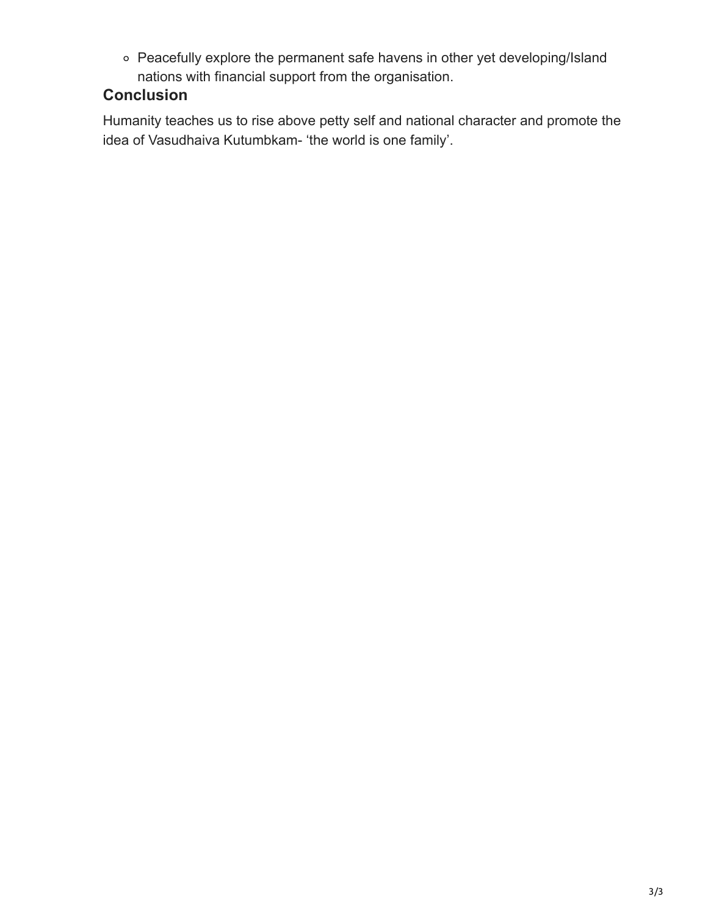- Peacefully explore the permanent safe havens in other yet developing/Island nations with financial support from the organisation.

### Conclusion

Humanity teaches us to rise above petty self and national character and promote the idea of Vasudhaiva Kutumbkam- 'the world is one family'.